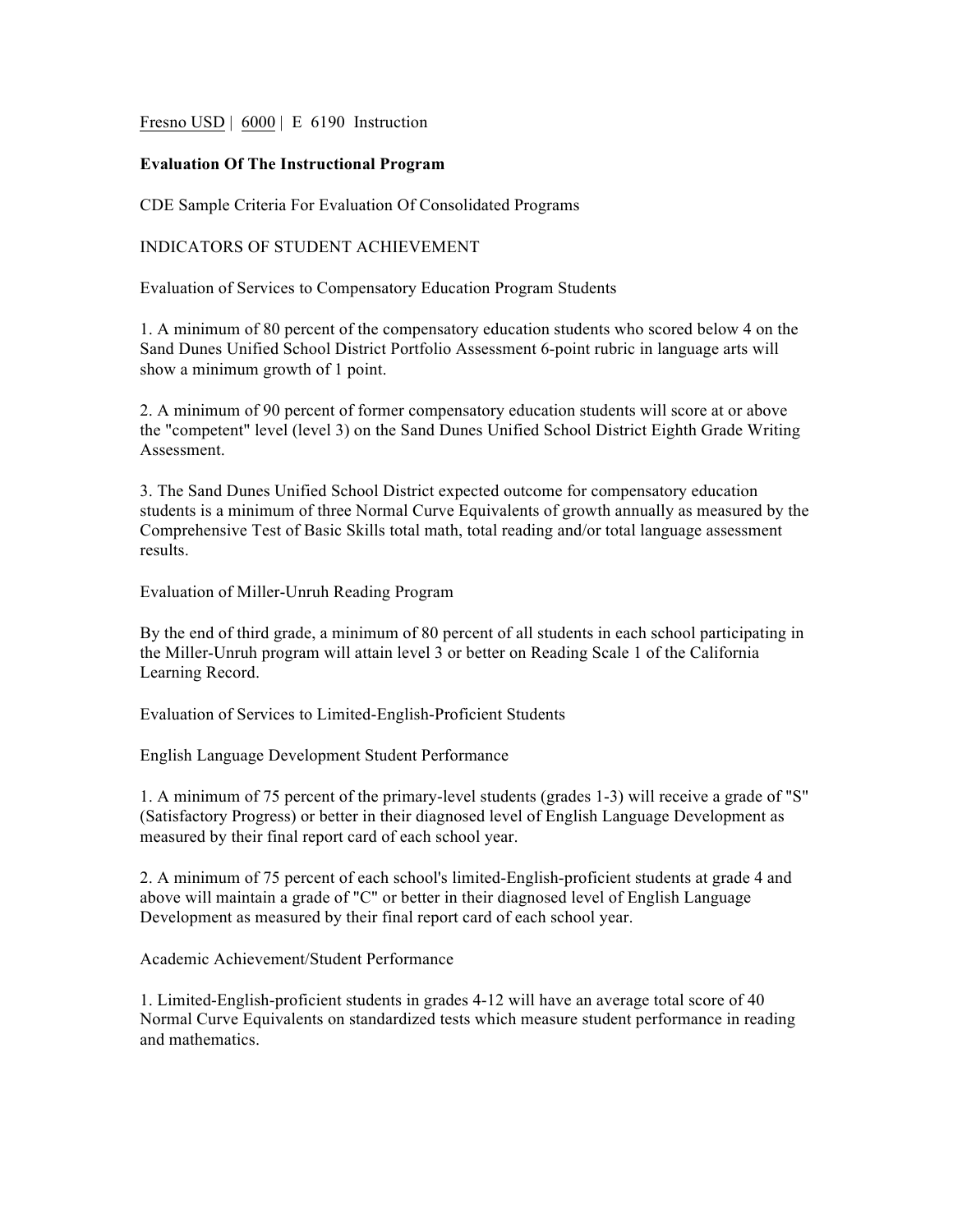Fresno USD | 6000 | E 6190 Instruction

**Evaluation Of The Instructional Program**

CDE Sample Criteria For Evaluation Of Consolidated Programs

INDICATORS OF STUDENT ACHIEVEMENT

Evaluation of Services to Compensatory Education Program Students

1. A minimum of 80 percent of the compensatory education students who scored below 4 on the Sand Dunes Unified School District Portfolio Assessment 6-point rubric in language arts will show a minimum growth of 1 point.

2. A minimum of 90 percent of former compensatory education students will score at or above the "competent" level (level 3) on the Sand Dunes Unified School District Eighth Grade Writing Assessment.

3. The Sand Dunes Unified School District expected outcome for compensatory education students is a minimum of three Normal Curve Equivalents of growth annually as measured by the Comprehensive Test of Basic Skills total math, total reading and/or total language assessment results.

Evaluation of Miller-Unruh Reading Program

By the end of third grade, a minimum of 80 percent of all students in each school participating in the Miller-Unruh program will attain level 3 or better on Reading Scale 1 of the California Learning Record.

Evaluation of Services to Limited-English-Proficient Students

English Language Development Student Performance

1. A minimum of 75 percent of the primary-level students (grades 1-3) will receive a grade of "S" (Satisfactory Progress) or better in their diagnosed level of English Language Development as measured by their final report card of each school year.

2. A minimum of 75 percent of each school's limited-English-proficient students at grade 4 and above will maintain a grade of "C" or better in their diagnosed level of English Language Development as measured by their final report card of each school year.

Academic Achievement/Student Performance

1. Limited-English-proficient students in grades 4-12 will have an average total score of 40 Normal Curve Equivalents on standardized tests which measure student performance in reading and mathematics.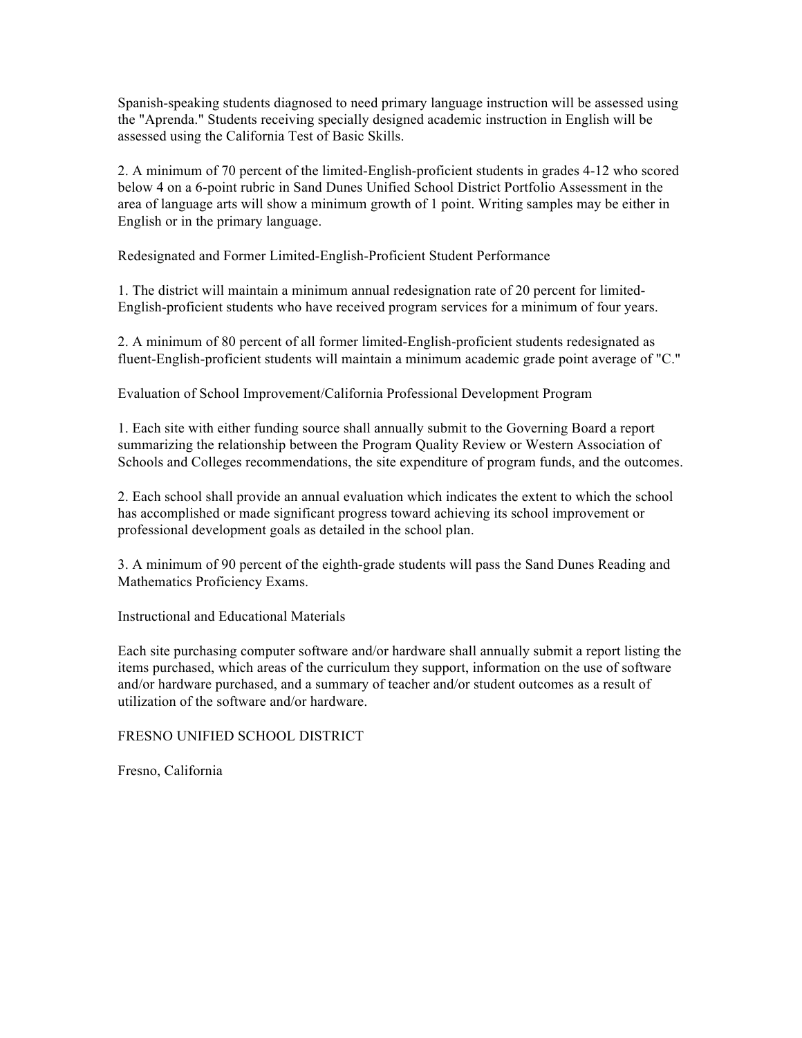Spanish-speaking students diagnosed to need primary language instruction will be assessed using the "Aprenda." Students receiving specially designed academic instruction in English will be assessed using the California Test of Basic Skills.

2. A minimum of 70 percent of the limited-English-proficient students in grades 4-12 who scored below 4 on a 6-point rubric in Sand Dunes Unified School District Portfolio Assessment in the area of language arts will show a minimum growth of 1 point. Writing samples may be either in English or in the primary language.

Redesignated and Former Limited-English-Proficient Student Performance

1. The district will maintain a minimum annual redesignation rate of 20 percent for limited-English-proficient students who have received program services for a minimum of four years.

2. A minimum of 80 percent of all former limited-English-proficient students redesignated as fluent-English-proficient students will maintain a minimum academic grade point average of "C."

Evaluation of School Improvement/California Professional Development Program

1. Each site with either funding source shall annually submit to the Governing Board a report summarizing the relationship between the Program Quality Review or Western Association of Schools and Colleges recommendations, the site expenditure of program funds, and the outcomes.

2. Each school shall provide an annual evaluation which indicates the extent to which the school has accomplished or made significant progress toward achieving its school improvement or professional development goals as detailed in the school plan.

3. A minimum of 90 percent of the eighth-grade students will pass the Sand Dunes Reading and Mathematics Proficiency Exams.

Instructional and Educational Materials

Each site purchasing computer software and/or hardware shall annually submit a report listing the items purchased, which areas of the curriculum they support, information on the use of software and/or hardware purchased, and a summary of teacher and/or student outcomes as a result of utilization of the software and/or hardware.

FRESNO UNIFIED SCHOOL DISTRICT

Fresno, California